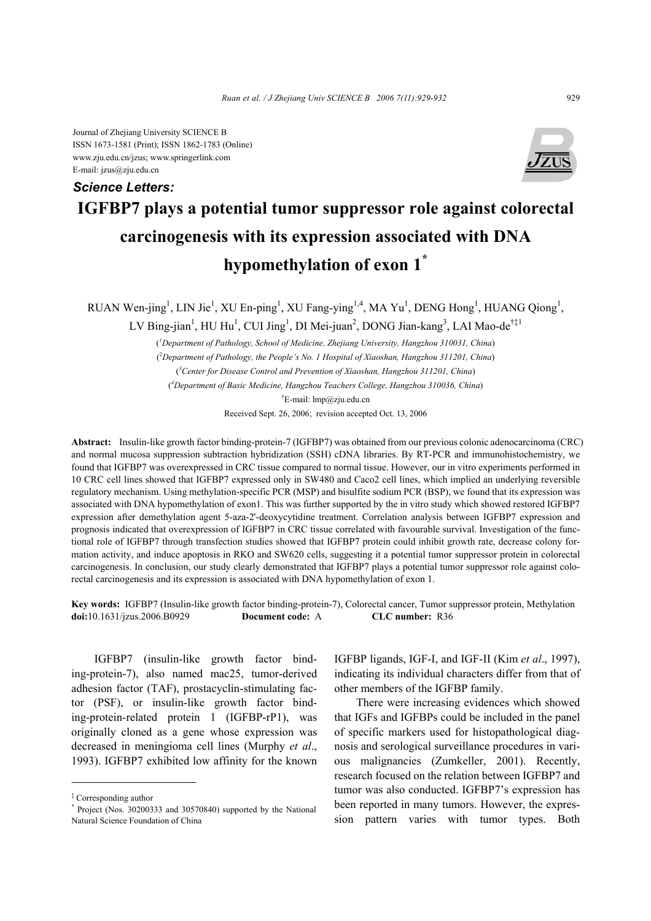Journal of Zhejiang University SCIENCE B
ISSN 1673-1581 (Print); ISSN 1862-1783 (Online)
www.zju.edu.cn/jzus; www.springerlink.com
E-mail: jzus@zju.edu.cn

***Science Letters:***

# IGFBP7 plays a potential tumor suppressor role against colorectal carcinogenesis with its expression associated with DNA hypomethylation of exon 1*

RUAN Wen-jing[1], LIN Jie[1], XU En-ping[1], XU Fang-ying[1,4], MA Yu[1], DENG Hong[1], HUANG Qiong[1], LV Bing-jian[1], HU Hu[1], CUI Jing[1], DI Mei-juan[2], DONG Jian-kang[3], LAI Mao-de[†‡1]

([1]Department of Pathology, School of Medicine, Zhejiang University, Hangzhou 310031, China)

([2]Department of Pathology, the People's No. 1 Hospital of Xiaoshan, Hangzhou 311201, China)

([3]Center for Disease Control and Prevention of Xiaoshan, Hangzhou 311201, China)

([4]Department of Basic Medicine, Hangzhou Teachers College, Hangzhou 310036, China)

[†]E-mail: lmp@zju.edu.cn

Received Sept. 26, 2006; revision accepted Oct. 13, 2006

**Abstract:** Insulin-like growth factor binding-protein-7 (IGFBP7) was obtained from our previous colonic adenocarcinoma (CRC) and normal mucosa suppression subtraction hybridization (SSH) cDNA libraries. By RT-PCR and immunohistochemistry, we found that IGFBP7 was overexpressed in CRC tissue compared to normal tissue. However, our in vitro experiments performed in 10 CRC cell lines showed that IGFBP7 expressed only in SW480 and Caco2 cell lines, which implied an underlying reversible regulatory mechanism. Using methylation-specific PCR (MSP) and bisulfite sodium PCR (BSP), we found that its expression was associated with DNA hypomethylation of exon1. This was further supported by the in vitro study which showed restored IGFBP7 expression after demethylation agent 5-aza-2'-deoxycytidine treatment. Correlation analysis between IGFBP7 expression and prognosis indicated that overexpression of IGFBP7 in CRC tissue correlated with favourable survival. Investigation of the functional role of IGFBP7 through transfection studies showed that IGFBP7 protein could inhibit growth rate, decrease colony formation activity, and induce apoptosis in RKO and SW620 cells, suggesting it a potential tumor suppressor protein in colorectal carcinogenesis. In conclusion, our study clearly demonstrated that IGFBP7 plays a potential tumor suppressor role against colorectal carcinogenesis and its expression is associated with DNA hypomethylation of exon 1.

**Key words:** IGFBP7 (Insulin-like growth factor binding-protein-7), Colorectal cancer, Tumor suppressor protein, Methylation
**doi:**10.1631/jzus.2006.B0929 **Document code:** A **CLC number:** R36

IGFBP7 (insulin-like growth factor binding-protein-7), also named mac25, tumor-derived adhesion factor (TAF), prostacyclin-stimulating factor (PSF), or insulin-like growth factor binding-protein-related protein 1 (IGFBP-rP1), was originally cloned as a gene whose expression was decreased in meningioma cell lines (Murphy *et al*., 1993). IGFBP7 exhibited low affinity for the known IGFBP ligands, IGF-I, and IGF-II (Kim *et al*., 1997), indicating its individual characters differ from that of other members of the IGFBP family.

There were increasing evidences which showed that IGFs and IGFBPs could be included in the panel of specific markers used for histopathological diagnosis and serological surveillance procedures in various malignancies (Zumkeller, 2001). Recently, research focused on the relation between IGFBP7 and tumor was also conducted. IGFBP7's expression has been reported in many tumors. However, the expression pattern varies with tumor types. Both

---

‡ Corresponding author

\* Project (Nos. 30200333 and 30570840) supported by the National Natural Science Foundation of China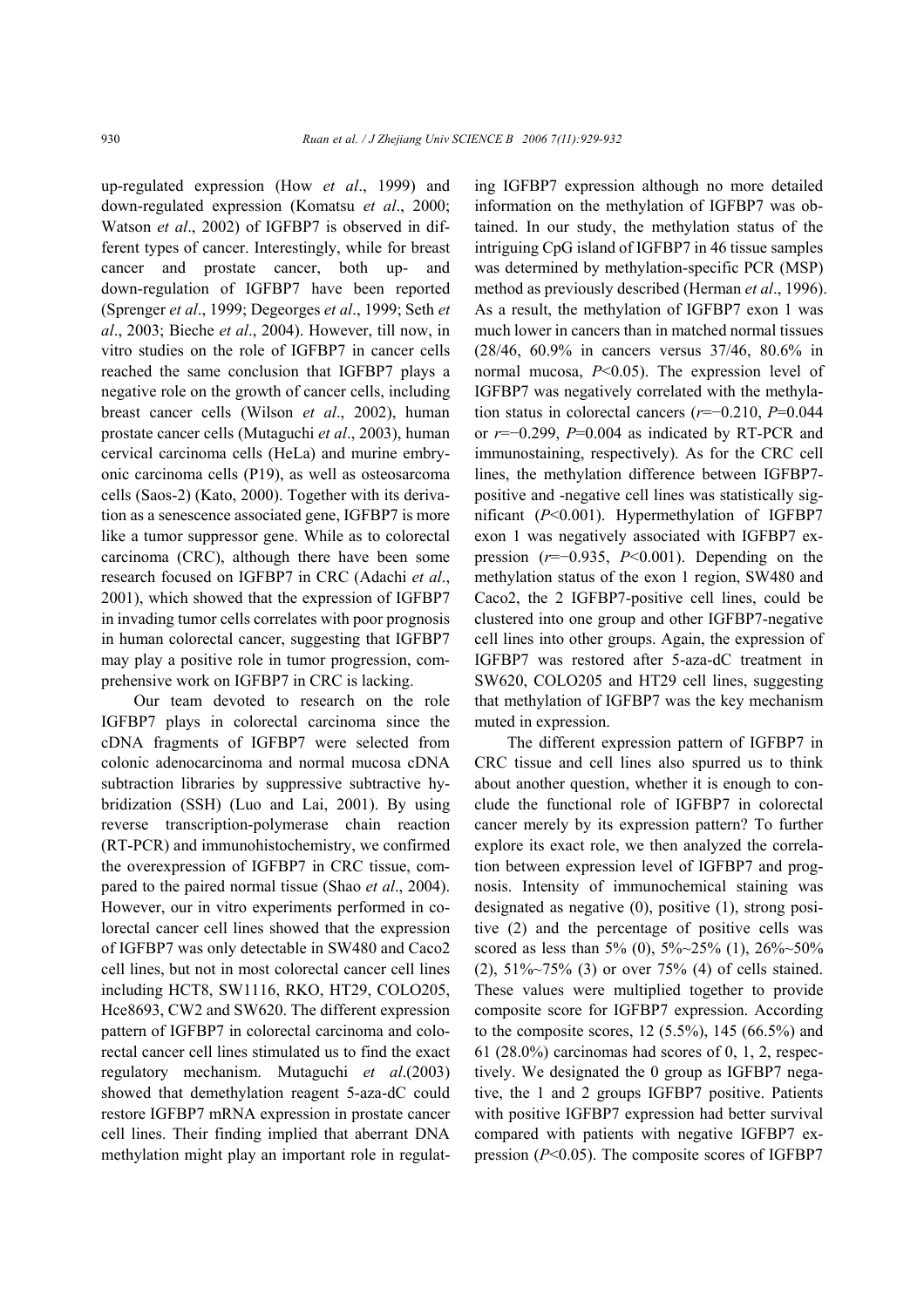up-regulated expression (How *et al*., 1999) and down-regulated expression (Komatsu *et al*., 2000; Watson *et al*., 2002) of IGFBP7 is observed in different types of cancer. Interestingly, while for breast cancer and prostate cancer, both up- and down-regulation of IGFBP7 have been reported (Sprenger *et al*., 1999; Degeorges *et al*., 1999; Seth *et al*., 2003; Bieche *et al*., 2004). However, till now, in vitro studies on the role of IGFBP7 in cancer cells reached the same conclusion that IGFBP7 plays a negative role on the growth of cancer cells, including breast cancer cells (Wilson *et al*., 2002), human prostate cancer cells (Mutaguchi *et al*., 2003), human cervical carcinoma cells (HeLa) and murine embryonic carcinoma cells (P19), as well as osteosarcoma cells (Saos-2) (Kato, 2000). Together with its derivation as a senescence associated gene, IGFBP7 is more like a tumor suppressor gene. While as to colorectal carcinoma (CRC), although there have been some research focused on IGFBP7 in CRC (Adachi *et al*., 2001), which showed that the expression of IGFBP7 in invading tumor cells correlates with poor prognosis in human colorectal cancer, suggesting that IGFBP7 may play a positive role in tumor progression, comprehensive work on IGFBP7 in CRC is lacking.

Our team devoted to research on the role IGFBP7 plays in colorectal carcinoma since the cDNA fragments of IGFBP7 were selected from colonic adenocarcinoma and normal mucosa cDNA subtraction libraries by suppressive subtractive hybridization (SSH) (Luo and Lai, 2001). By using reverse transcription-polymerase chain reaction (RT-PCR) and immunohistochemistry, we confirmed the overexpression of IGFBP7 in CRC tissue, compared to the paired normal tissue (Shao *et al*., 2004). However, our in vitro experiments performed in colorectal cancer cell lines showed that the expression of IGFBP7 was only detectable in SW480 and Caco2 cell lines, but not in most colorectal cancer cell lines including HCT8, SW1116, RKO, HT29, COLO205, Hce8693, CW2 and SW620. The different expression pattern of IGFBP7 in colorectal carcinoma and colorectal cancer cell lines stimulated us to find the exact regulatory mechanism. Mutaguchi *et al*.(2003) showed that demethylation reagent 5-aza-dC could restore IGFBP7 mRNA expression in prostate cancer cell lines. Their finding implied that aberrant DNA methylation might play an important role in regulating IGFBP7 expression although no more detailed information on the methylation of IGFBP7 was obtained. In our study, the methylation status of the intriguing CpG island of IGFBP7 in 46 tissue samples was determined by methylation-specific PCR (MSP) method as previously described (Herman *et al*., 1996). As a result, the methylation of IGFBP7 exon 1 was much lower in cancers than in matched normal tissues (28/46, 60.9% in cancers versus 37/46, 80.6% in normal mucosa, $P<0.05$). The expression level of IGFBP7 was negatively correlated with the methylation status in colorectal cancers ($r=-0.210$, $P=0.044$ or $r=-0.299$, $P=0.004$ as indicated by RT-PCR and immunostaining, respectively). As for the CRC cell lines, the methylation difference between IGFBP7-positive and -negative cell lines was statistically significant ($P<0.001$). Hypermethylation of IGFBP7 exon 1 was negatively associated with IGFBP7 expression ($r=-0.935$, $P<0.001$). Depending on the methylation status of the exon 1 region, SW480 and Caco2, the 2 IGFBP7-positive cell lines, could be clustered into one group and other IGFBP7-negative cell lines into other groups. Again, the expression of IGFBP7 was restored after 5-aza-dC treatment in SW620, COLO205 and HT29 cell lines, suggesting that methylation of IGFBP7 was the key mechanism muted in expression.

The different expression pattern of IGFBP7 in CRC tissue and cell lines also spurred us to think about another question, whether it is enough to conclude the functional role of IGFBP7 in colorectal cancer merely by its expression pattern? To further explore its exact role, we then analyzed the correlation between expression level of IGFBP7 and prognosis. Intensity of immunochemical staining was designated as negative (0), positive (1), strong positive (2) and the percentage of positive cells was scored as less than 5% (0), 5%~25% (1), 26%~50% (2), 51%~75% (3) or over 75% (4) of cells stained. These values were multiplied together to provide composite score for IGFBP7 expression. According to the composite scores, 12 (5.5%), 145 (66.5%) and 61 (28.0%) carcinomas had scores of 0, 1, 2, respectively. We designated the 0 group as IGFBP7 negative, the 1 and 2 groups IGFBP7 positive. Patients with positive IGFBP7 expression had better survival compared with patients with negative IGFBP7 expression ($P<0.05$). The composite scores of IGFBP7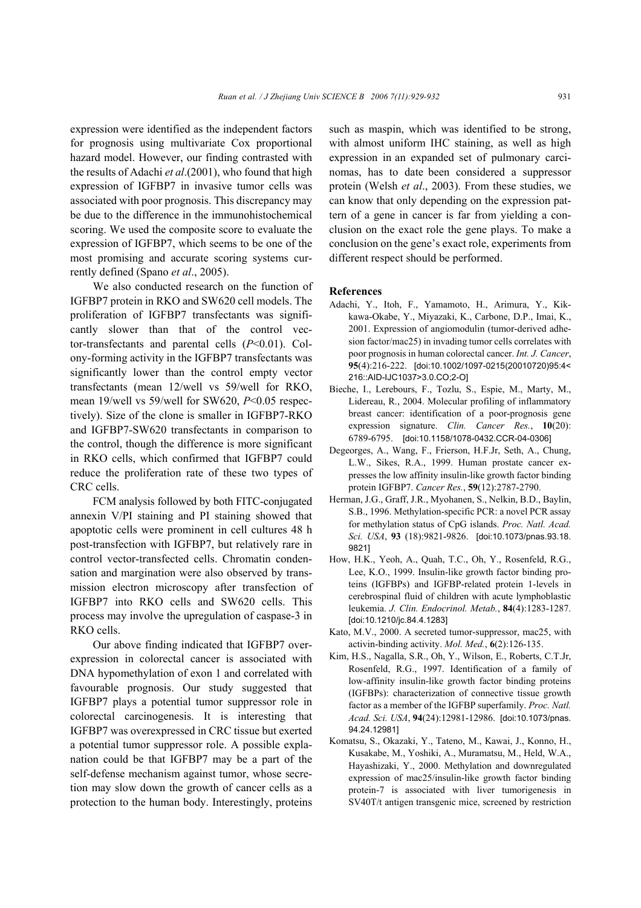expression were identified as the independent factors for prognosis using multivariate Cox proportional hazard model. However, our finding contrasted with the results of Adachi *et al*.(2001), who found that high expression of IGFBP7 in invasive tumor cells was associated with poor prognosis. This discrepancy may be due to the difference in the immunohistochemical scoring. We used the composite score to evaluate the expression of IGFBP7, which seems to be one of the most promising and accurate scoring systems currently defined (Spano *et al*., 2005).

We also conducted research on the function of IGFBP7 protein in RKO and SW620 cell models. The proliferation of IGFBP7 transfectants was significantly slower than that of the control vector-transfectants and parental cells ($P<0.01$). Colony-forming activity in the IGFBP7 transfectants was significantly lower than the control empty vector transfectants (mean 12/well vs 59/well for RKO, mean 19/well vs 59/well for SW620, $P<0.05$ respectively). Size of the clone is smaller in IGFBP7-RKO and IGFBP7-SW620 transfectants in comparison to the control, though the difference is more significant in RKO cells, which confirmed that IGFBP7 could reduce the proliferation rate of these two types of CRC cells.

FCM analysis followed by both FITC-conjugated annexin V/PI staining and PI staining showed that apoptotic cells were prominent in cell cultures 48 h post-transfection with IGFBP7, but relatively rare in control vector-transfected cells. Chromatin condensation and margination were also observed by transmission electron microscopy after transfection of IGFBP7 into RKO cells and SW620 cells. This process may involve the upregulation of caspase-3 in RKO cells.

Our above finding indicated that IGFBP7 overexpression in colorectal cancer is associated with DNA hypomethylation of exon 1 and correlated with favourable prognosis. Our study suggested that IGFBP7 plays a potential tumor suppressor role in colorectal carcinogenesis. It is interesting that IGFBP7 was overexpressed in CRC tissue but exerted a potential tumor suppressor role. A possible explanation could be that IGFBP7 may be a part of the self-defense mechanism against tumor, whose secretion may slow down the growth of cancer cells as a protection to the human body. Interestingly, proteins such as maspin, which was identified to be strong, with almost uniform IHC staining, as well as high expression in an expanded set of pulmonary carcinomas, has to date been considered a suppressor protein (Welsh *et al*., 2003). From these studies, we can know that only depending on the expression pattern of a gene in cancer is far from yielding a conclusion on the exact role the gene plays. To make a conclusion on the gene's exact role, experiments from different respect should be performed.

## References

Adachi, Y., Itoh, F., Yamamoto, H., Arimura, Y., Kikkawa-Okabe, Y., Miyazaki, K., Carbone, D.P., Imai, K., 2001. Expression of angiomodulin (tumor-derived adhesion factor/mac25) in invading tumor cells correlates with poor prognosis in human colorectal cancer. *Int. J. Cancer*, **95**(4):216-222. [doi:10.1002/1097-0215(20010720)95:4<216::AID-IJC1037>3.0.CO;2-O]

Bieche, I., Lerebours, F., Tozlu, S., Espie, M., Marty, M., Lidereau, R., 2004. Molecular profiling of inflammatory breast cancer: identification of a poor-prognosis gene expression signature. *Clin. Cancer Res.*, **10**(20):6789-6795. [doi:10.1158/1078-0432.CCR-04-0306]

Degeorges, A., Wang, F., Frierson, H.F.Jr, Seth, A., Chung, L.W., Sikes, R.A., 1999. Human prostate cancer expresses the low affinity insulin-like growth factor binding protein IGFBP7. *Cancer Res.*, **59**(12):2787-2790.

Herman, J.G., Graff, J.R., Myohanen, S., Nelkin, B.D., Baylin, S.B., 1996. Methylation-specific PCR: a novel PCR assay for methylation status of CpG islands. *Proc. Natl. Acad. Sci. USA*, **93** (18):9821-9826. [doi:10.1073/pnas.93.18.9821]

How, H.K., Yeoh, A., Quah, T.C., Oh, Y., Rosenfeld, R.G., Lee, K.O., 1999. Insulin-like growth factor binding proteins (IGFBPs) and IGFBP-related protein 1-levels in cerebrospinal fluid of children with acute lymphoblastic leukemia. *J. Clin. Endocrinol. Metab.*, **84**(4):1283-1287. [doi:10.1210/jc.84.4.1283]

Kato, M.V., 2000. A secreted tumor-suppressor, mac25, with activin-binding activity. *Mol. Med.*, **6**(2):126-135.

Kim, H.S., Nagalla, S.R., Oh, Y., Wilson, E., Roberts, C.T.Jr, Rosenfeld, R.G., 1997. Identification of a family of low-affinity insulin-like growth factor binding proteins (IGFBPs): characterization of connective tissue growth factor as a member of the IGFBP superfamily. *Proc. Natl. Acad. Sci. USA*, **94**(24):12981-12986. [doi:10.1073/pnas.94.24.12981]

Komatsu, S., Okazaki, Y., Tateno, M., Kawai, J., Konno, H., Kusakabe, M., Yoshiki, A., Muramatsu, M., Held, W.A., Hayashizaki, Y., 2000. Methylation and downregulated expression of mac25/insulin-like growth factor binding protein-7 is associated with liver tumorigenesis in SV40T/t antigen transgenic mice, screened by restriction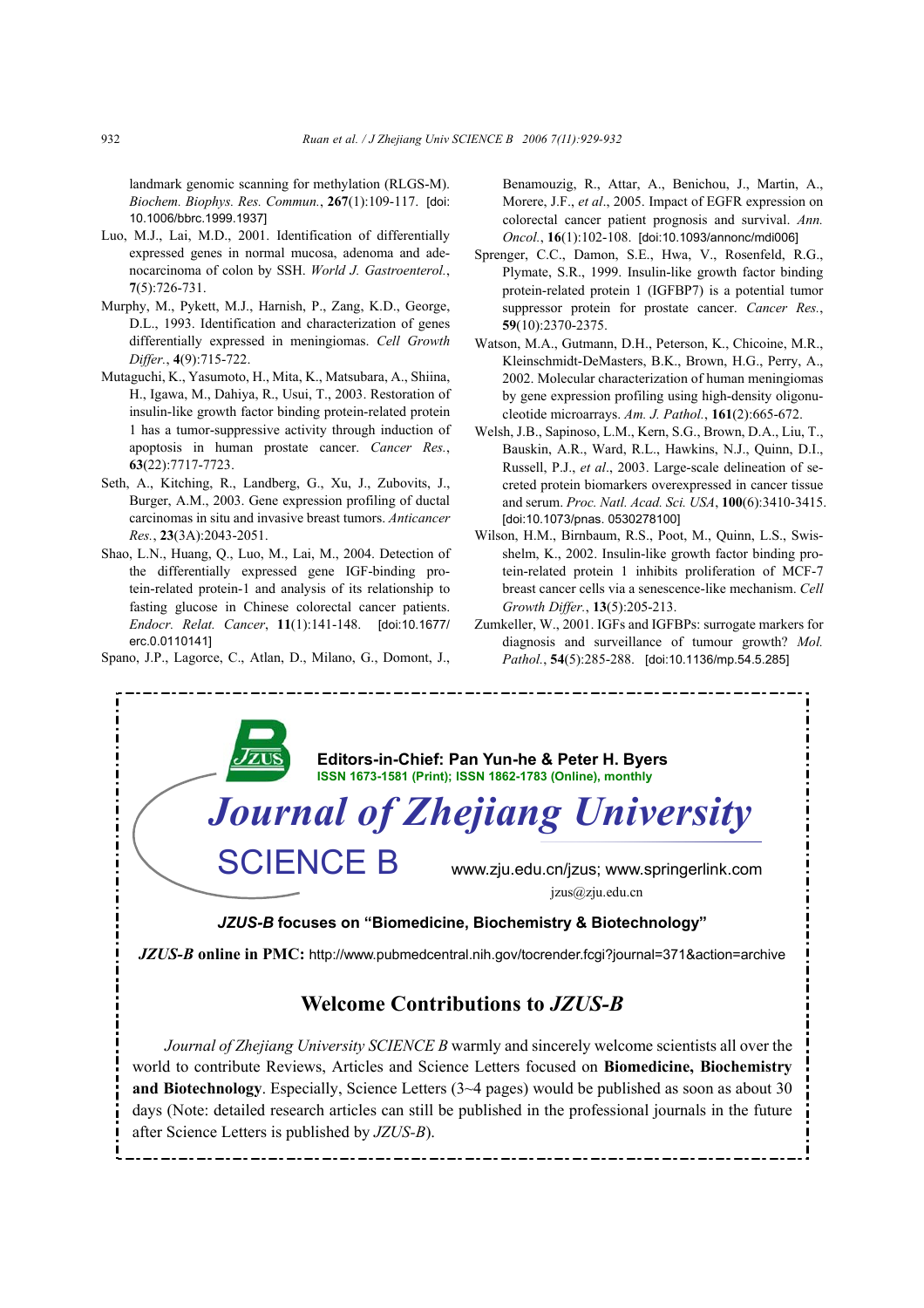landmark genomic scanning for methylation (RLGS-M). *Biochem. Biophys. Res. Commun.*, **267**(1):109-117. [doi:10.1006/bbrc.1999.1937]

Luo, M.J., Lai, M.D., 2001. Identification of differentially expressed genes in normal mucosa, adenoma and adenocarcinoma of colon by SSH. *World J. Gastroenterol.*, **7**(5):726-731.

Murphy, M., Pykett, M.J., Harnish, P., Zang, K.D., George, D.L., 1993. Identification and characterization of genes differentially expressed in meningiomas. *Cell Growth Differ.*, **4**(9):715-722.

Mutaguchi, K., Yasumoto, H., Mita, K., Matsubara, A., Shiina, H., Igawa, M., Dahiya, R., Usui, T., 2003. Restoration of insulin-like growth factor binding protein-related protein 1 has a tumor-suppressive activity through induction of apoptosis in human prostate cancer. *Cancer Res.*, **63**(22):7717-7723.

Seth, A., Kitching, R., Landberg, G., Xu, J., Zubovits, J., Burger, A.M., 2003. Gene expression profiling of ductal carcinomas in situ and invasive breast tumors. *Anticancer Res.*, **23**(3A):2043-2051.

Shao, L.N., Huang, Q., Luo, M., Lai, M., 2004. Detection of the differentially expressed gene IGF-binding protein-related protein-1 and analysis of its relationship to fasting glucose in Chinese colorectal cancer patients. *Endocr. Relat. Cancer*, **11**(1):141-148. [doi:10.1677/erc.0.0110141]

Spano, J.P., Lagorce, C., Atlan, D., Milano, G., Domont, J., Benamouzig, R., Attar, A., Benichou, J., Martin, A., Morere, J.F., *et al*., 2005. Impact of EGFR expression on colorectal cancer patient prognosis and survival. *Ann. Oncol.*, **16**(1):102-108. [doi:10.1093/annonc/mdi006]

Sprenger, C.C., Damon, S.E., Hwa, V., Rosenfeld, R.G., Plymate, S.R., 1999. Insulin-like growth factor binding protein-related protein 1 (IGFBP7) is a potential tumor suppressor protein for prostate cancer. *Cancer Res.*, **59**(10):2370-2375.

Watson, M.A., Gutmann, D.H., Peterson, K., Chicoine, M.R., Kleinschmidt-DeMasters, B.K., Brown, H.G., Perry, A., 2002. Molecular characterization of human meningiomas by gene expression profiling using high-density oligonucleotide microarrays. *Am. J. Pathol.*, **161**(2):665-672.

Welsh, J.B., Sapinoso, L.M., Kern, S.G., Brown, D.A., Liu, T., Bauskin, A.R., Ward, R.L., Hawkins, N.J., Quinn, D.I., Russell, P.J., *et al*., 2003. Large-scale delineation of secreted protein biomarkers overexpressed in cancer tissue and serum. *Proc. Natl. Acad. Sci. USA*, **100**(6):3410-3415. [doi:10.1073/pnas. 0530278100]

Wilson, H.M., Birnbaum, R.S., Poot, M., Quinn, L.S., Swisshelm, K., 2002. Insulin-like growth factor binding protein-related protein 1 inhibits proliferation of MCF-7 breast cancer cells via a senescence-like mechanism. *Cell Growth Differ.*, **13**(5):205-213.

Zumkeller, W., 2001. IGFs and IGFBPs: surrogate markers for diagnosis and surveillance of tumour growth? *Mol. Pathol.*, **54**(5):285-288. [doi:10.1136/mp.54.5.285]

---

**Editors-in-Chief: Pan Yun-he & Peter H. Byers**

**ISSN 1673-1581 (Print); ISSN 1862-1783 (Online), monthly**

# *Journal of Zhejiang University* SCIENCE B

www.zju.edu.cn/jzus; www.springerlink.com

jzus@zju.edu.cn

***JZUS-B*** **focuses on "Biomedicine, Biochemistry & Biotechnology"**

***JZUS-B*** **online in PMC:** http://www.pubmedcentral.nih.gov/tocrender.fcgi?journal=371&action=archive

## Welcome Contributions to *JZUS-B*

*Journal of Zhejiang University SCIENCE B* warmly and sincerely welcome scientists all over the world to contribute Reviews, Articles and Science Letters focused on **Biomedicine, Biochemistry and Biotechnology**. Especially, Science Letters (3~4 pages) would be published as soon as about 30 days (Note: detailed research articles can still be published in the professional journals in the future after Science Letters is published by *JZUS-B*).